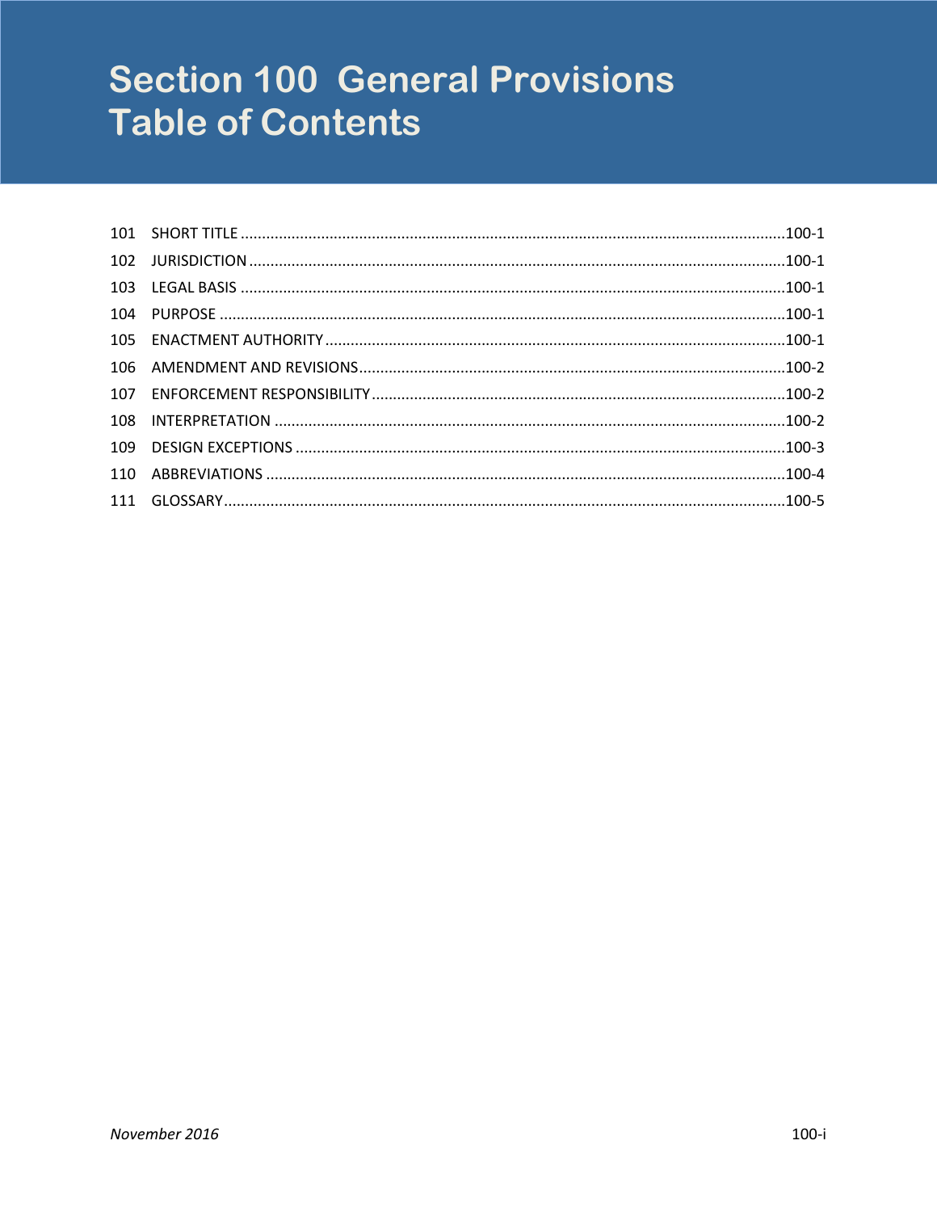# Section 100 General Provisions Table of Contents

| | | |
|---|---|---|
| 101 | SHORT TITLE | 100-1 |
| 102 | JURISDICTION | 100-1 |
| 103 | LEGAL BASIS | 100-1 |
| 104 | PURPOSE | 100-1 |
| 105 | ENACTMENT AUTHORITY | 100-1 |
| 106 | AMENDMENT AND REVISIONS | 100-2 |
| 107 | ENFORCEMENT RESPONSIBILITY | 100-2 |
| 108 | INTERPRETATION | 100-2 |
| 109 | DESIGN EXCEPTIONS | 100-3 |
| 110 | ABBREVIATIONS | 100-4 |
| 111 | GLOSSARY | 100-5 |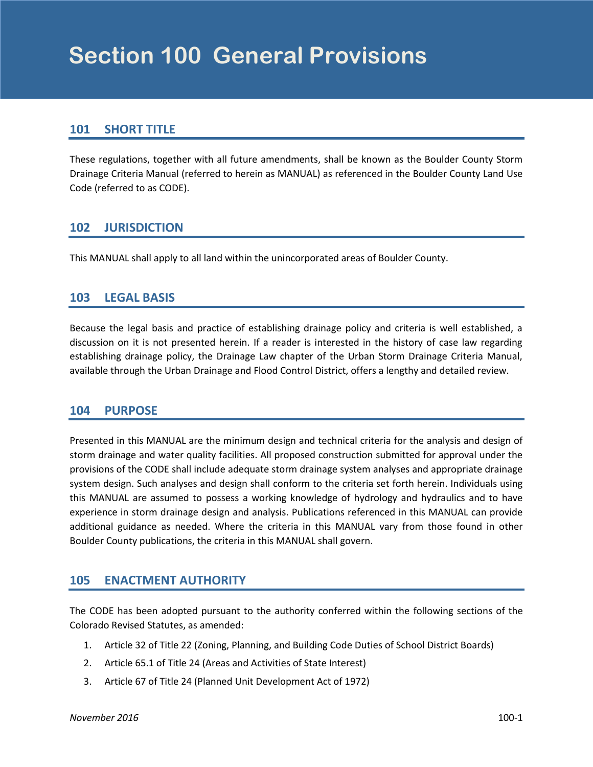# Section 100 General Provisions

## 101 SHORT TITLE

These regulations, together with all future amendments, shall be known as the Boulder County Storm Drainage Criteria Manual (referred to herein as MANUAL) as referenced in the Boulder County Land Use Code (referred to as CODE).

## 102 JURISDICTION

This MANUAL shall apply to all land within the unincorporated areas of Boulder County.

## 103 LEGAL BASIS

Because the legal basis and practice of establishing drainage policy and criteria is well established, a discussion on it is not presented herein. If a reader is interested in the history of case law regarding establishing drainage policy, the Drainage Law chapter of the Urban Storm Drainage Criteria Manual, available through the Urban Drainage and Flood Control District, offers a lengthy and detailed review.

## 104 PURPOSE

Presented in this MANUAL are the minimum design and technical criteria for the analysis and design of storm drainage and water quality facilities. All proposed construction submitted for approval under the provisions of the CODE shall include adequate storm drainage system analyses and appropriate drainage system design. Such analyses and design shall conform to the criteria set forth herein. Individuals using this MANUAL are assumed to possess a working knowledge of hydrology and hydraulics and to have experience in storm drainage design and analysis. Publications referenced in this MANUAL can provide additional guidance as needed. Where the criteria in this MANUAL vary from those found in other Boulder County publications, the criteria in this MANUAL shall govern.

## 105 ENACTMENT AUTHORITY

The CODE has been adopted pursuant to the authority conferred within the following sections of the Colorado Revised Statutes, as amended:

1. Article 32 of Title 22 (Zoning, Planning, and Building Code Duties of School District Boards)
2. Article 65.1 of Title 24 (Areas and Activities of State Interest)
3. Article 67 of Title 24 (Planned Unit Development Act of 1972)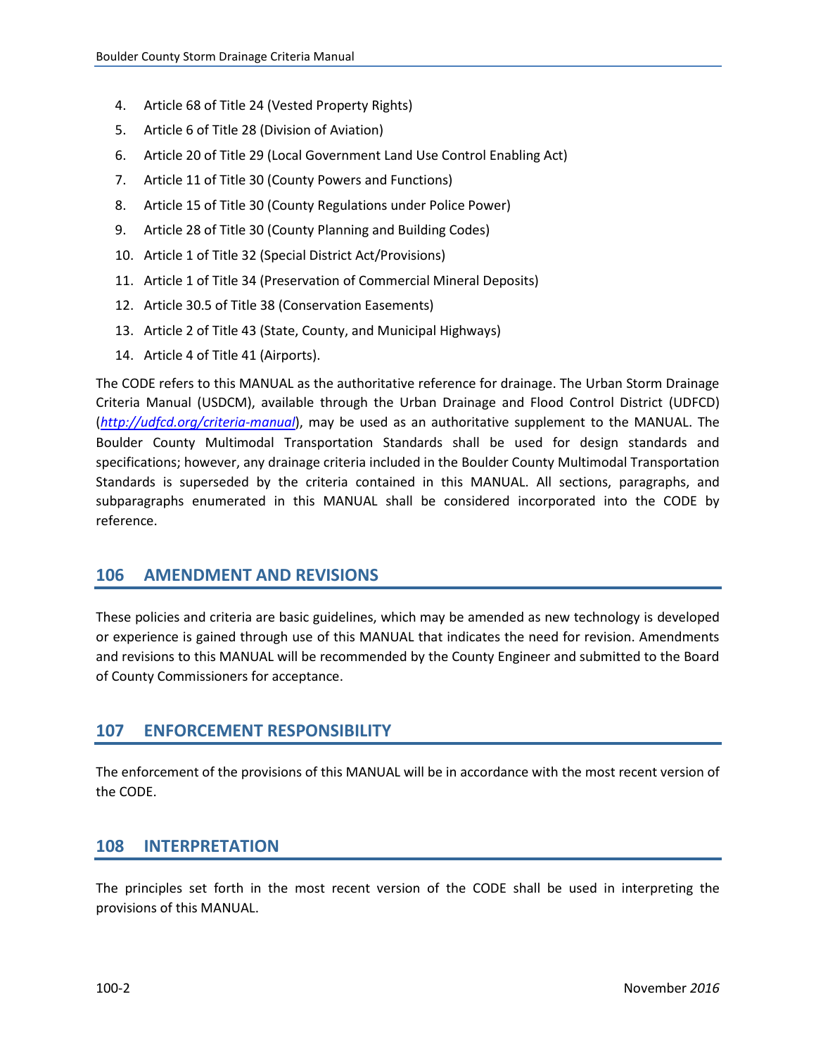4. Article 68 of Title 24 (Vested Property Rights)
5. Article 6 of Title 28 (Division of Aviation)
6. Article 20 of Title 29 (Local Government Land Use Control Enabling Act)
7. Article 11 of Title 30 (County Powers and Functions)
8. Article 15 of Title 30 (County Regulations under Police Power)
9. Article 28 of Title 30 (County Planning and Building Codes)
10. Article 1 of Title 32 (Special District Act/Provisions)
11. Article 1 of Title 34 (Preservation of Commercial Mineral Deposits)
12. Article 30.5 of Title 38 (Conservation Easements)
13. Article 2 of Title 43 (State, County, and Municipal Highways)
14. Article 4 of Title 41 (Airports).

The CODE refers to this MANUAL as the authoritative reference for drainage. The Urban Storm Drainage Criteria Manual (USDCM), available through the Urban Drainage and Flood Control District (UDFCD) (*http://udfcd.org/criteria-manual*), may be used as an authoritative supplement to the MANUAL. The Boulder County Multimodal Transportation Standards shall be used for design standards and specifications; however, any drainage criteria included in the Boulder County Multimodal Transportation Standards is superseded by the criteria contained in this MANUAL. All sections, paragraphs, and subparagraphs enumerated in this MANUAL shall be considered incorporated into the CODE by reference.

## 106 AMENDMENT AND REVISIONS

These policies and criteria are basic guidelines, which may be amended as new technology is developed or experience is gained through use of this MANUAL that indicates the need for revision. Amendments and revisions to this MANUAL will be recommended by the County Engineer and submitted to the Board of County Commissioners for acceptance.

## 107 ENFORCEMENT RESPONSIBILITY

The enforcement of the provisions of this MANUAL will be in accordance with the most recent version of the CODE.

## 108 INTERPRETATION

The principles set forth in the most recent version of the CODE shall be used in interpreting the provisions of this MANUAL.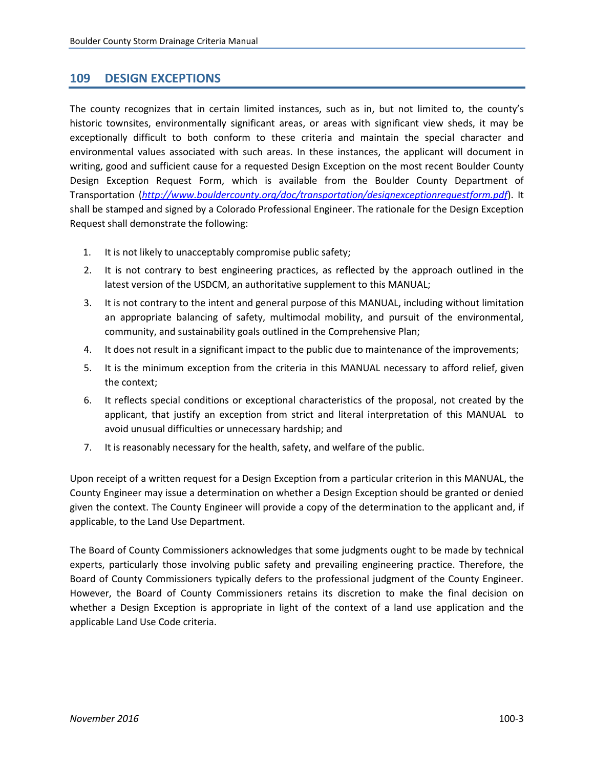## 109 DESIGN EXCEPTIONS

The county recognizes that in certain limited instances, such as in, but not limited to, the county's historic townsites, environmentally significant areas, or areas with significant view sheds, it may be exceptionally difficult to both conform to these criteria and maintain the special character and environmental values associated with such areas. In these instances, the applicant will document in writing, good and sufficient cause for a requested Design Exception on the most recent Boulder County Design Exception Request Form, which is available from the Boulder County Department of Transportation (*http://www.bouldercounty.org/doc/transportation/designexceptionrequestform.pdf*). It shall be stamped and signed by a Colorado Professional Engineer. The rationale for the Design Exception Request shall demonstrate the following:

1. It is not likely to unacceptably compromise public safety;
2. It is not contrary to best engineering practices, as reflected by the approach outlined in the latest version of the USDCM, an authoritative supplement to this MANUAL;
3. It is not contrary to the intent and general purpose of this MANUAL, including without limitation an appropriate balancing of safety, multimodal mobility, and pursuit of the environmental, community, and sustainability goals outlined in the Comprehensive Plan;
4. It does not result in a significant impact to the public due to maintenance of the improvements;
5. It is the minimum exception from the criteria in this MANUAL necessary to afford relief, given the context;
6. It reflects special conditions or exceptional characteristics of the proposal, not created by the applicant, that justify an exception from strict and literal interpretation of this MANUAL to avoid unusual difficulties or unnecessary hardship; and
7. It is reasonably necessary for the health, safety, and welfare of the public.

Upon receipt of a written request for a Design Exception from a particular criterion in this MANUAL, the County Engineer may issue a determination on whether a Design Exception should be granted or denied given the context. The County Engineer will provide a copy of the determination to the applicant and, if applicable, to the Land Use Department.

The Board of County Commissioners acknowledges that some judgments ought to be made by technical experts, particularly those involving public safety and prevailing engineering practice. Therefore, the Board of County Commissioners typically defers to the professional judgment of the County Engineer. However, the Board of County Commissioners retains its discretion to make the final decision on whether a Design Exception is appropriate in light of the context of a land use application and the applicable Land Use Code criteria.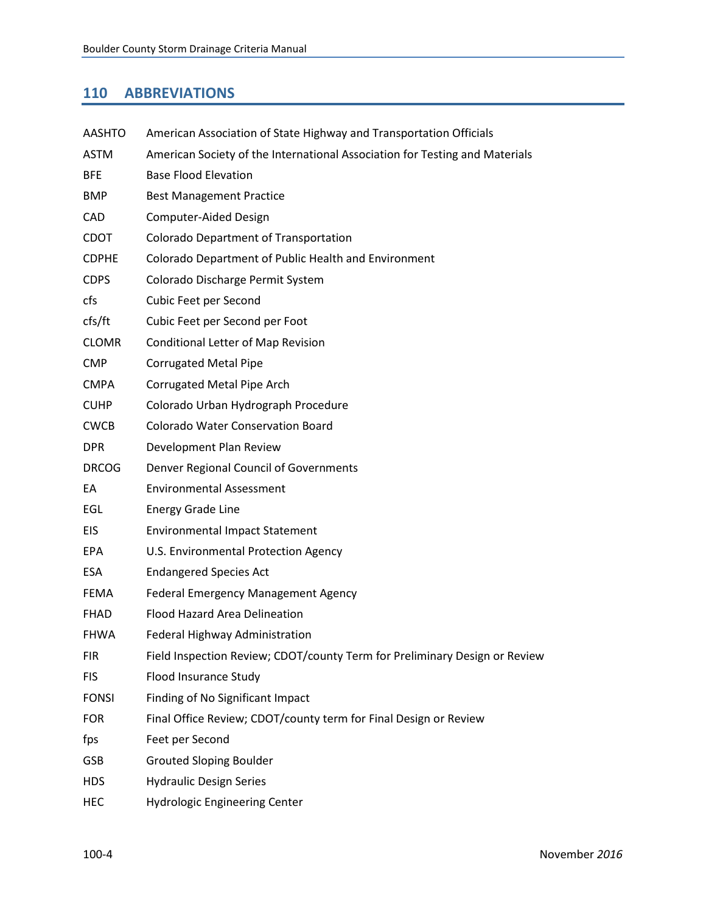## 110 ABBREVIATIONS

| | |
|---|---|
| AASHTO | American Association of State Highway and Transportation Officials |
| ASTM | American Society of the International Association for Testing and Materials |
| BFE | Base Flood Elevation |
| BMP | Best Management Practice |
| CAD | Computer-Aided Design |
| CDOT | Colorado Department of Transportation |
| CDPHE | Colorado Department of Public Health and Environment |
| CDPS | Colorado Discharge Permit System |
| cfs | Cubic Feet per Second |
| cfs/ft | Cubic Feet per Second per Foot |
| CLOMR | Conditional Letter of Map Revision |
| CMP | Corrugated Metal Pipe |
| CMPA | Corrugated Metal Pipe Arch |
| CUHP | Colorado Urban Hydrograph Procedure |
| CWCB | Colorado Water Conservation Board |
| DPR | Development Plan Review |
| DRCOG | Denver Regional Council of Governments |
| EA | Environmental Assessment |
| EGL | Energy Grade Line |
| EIS | Environmental Impact Statement |
| EPA | U.S. Environmental Protection Agency |
| ESA | Endangered Species Act |
| FEMA | Federal Emergency Management Agency |
| FHAD | Flood Hazard Area Delineation |
| FHWA | Federal Highway Administration |
| FIR | Field Inspection Review; CDOT/county Term for Preliminary Design or Review |
| FIS | Flood Insurance Study |
| FONSI | Finding of No Significant Impact |
| FOR | Final Office Review; CDOT/county term for Final Design or Review |
| fps | Feet per Second |
| GSB | Grouted Sloping Boulder |
| HDS | Hydraulic Design Series |
| HEC | Hydrologic Engineering Center |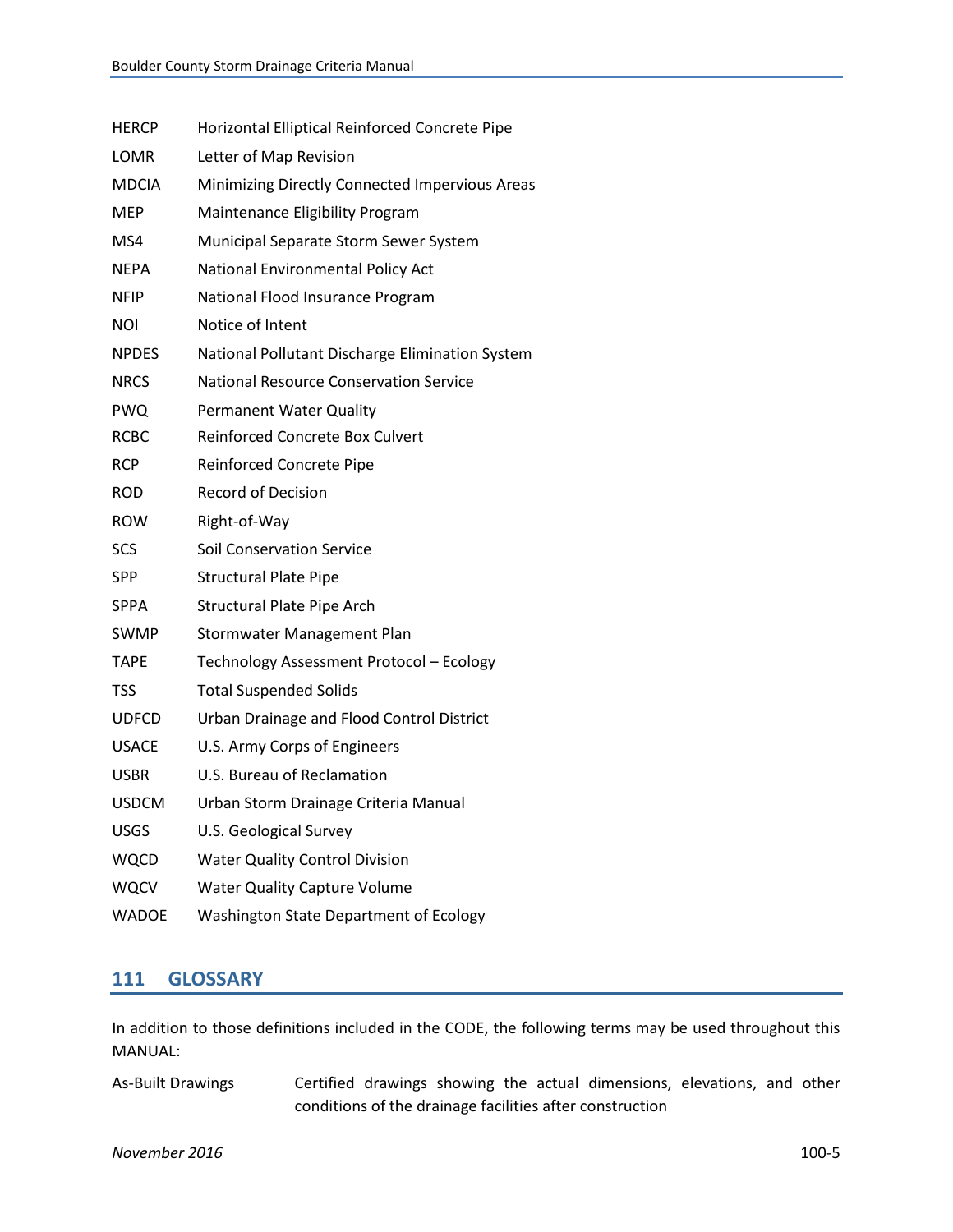| | |
|---|---|
| HERCP | Horizontal Elliptical Reinforced Concrete Pipe |
| LOMR | Letter of Map Revision |
| MDCIA | Minimizing Directly Connected Impervious Areas |
| MEP | Maintenance Eligibility Program |
| MS4 | Municipal Separate Storm Sewer System |
| NEPA | National Environmental Policy Act |
| NFIP | National Flood Insurance Program |
| NOI | Notice of Intent |
| NPDES | National Pollutant Discharge Elimination System |
| NRCS | National Resource Conservation Service |
| PWQ | Permanent Water Quality |
| RCBC | Reinforced Concrete Box Culvert |
| RCP | Reinforced Concrete Pipe |
| ROD | Record of Decision |
| ROW | Right-of-Way |
| SCS | Soil Conservation Service |
| SPP | Structural Plate Pipe |
| SPPA | Structural Plate Pipe Arch |
| SWMP | Stormwater Management Plan |
| TAPE | Technology Assessment Protocol – Ecology |
| TSS | Total Suspended Solids |
| UDFCD | Urban Drainage and Flood Control District |
| USACE | U.S. Army Corps of Engineers |
| USBR | U.S. Bureau of Reclamation |
| USDCM | Urban Storm Drainage Criteria Manual |
| USGS | U.S. Geological Survey |
| WQCD | Water Quality Control Division |
| WQCV | Water Quality Capture Volume |
| WADOE | Washington State Department of Ecology |

## 111 GLOSSARY

In addition to those definitions included in the CODE, the following terms may be used throughout this MANUAL:

| | |
|---|---|
| As-Built Drawings | Certified drawings showing the actual dimensions, elevations, and other conditions of the drainage facilities after construction |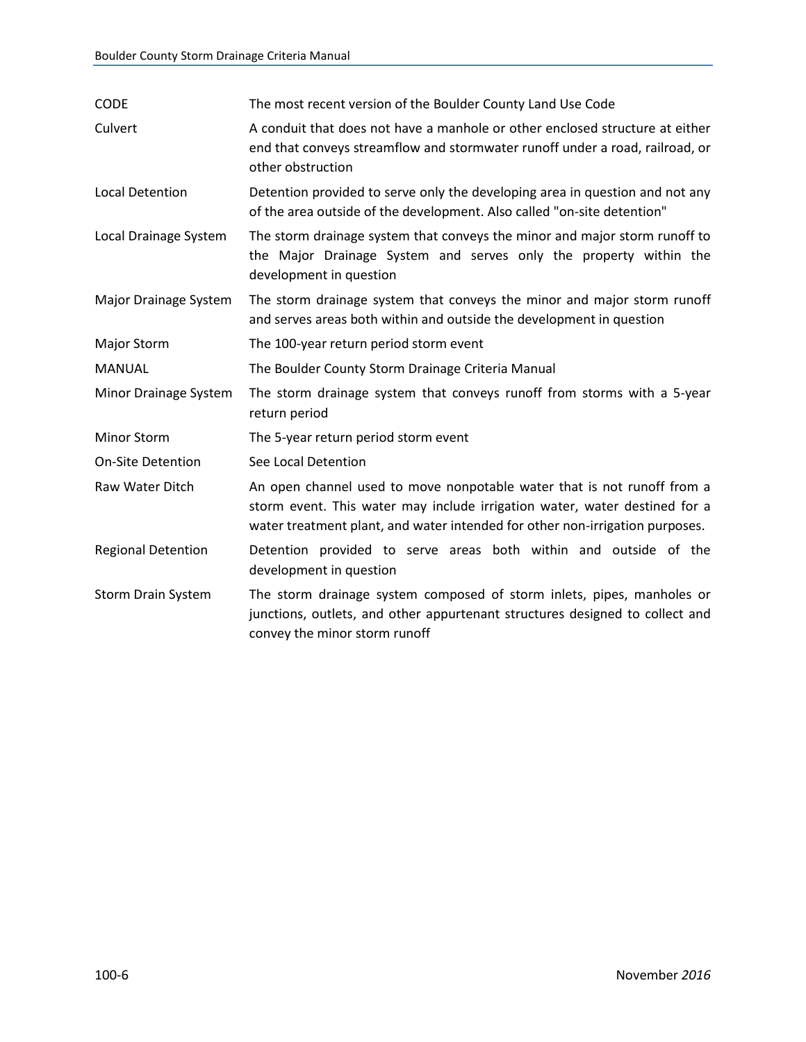| | |
|---|---|
| CODE | The most recent version of the Boulder County Land Use Code |
| Culvert | A conduit that does not have a manhole or other enclosed structure at either end that conveys streamflow and stormwater runoff under a road, railroad, or other obstruction |
| Local Detention | Detention provided to serve only the developing area in question and not any of the area outside of the development. Also called "on-site detention" |
| Local Drainage System | The storm drainage system that conveys the minor and major storm runoff to the Major Drainage System and serves only the property within the development in question |
| Major Drainage System | The storm drainage system that conveys the minor and major storm runoff and serves areas both within and outside the development in question |
| Major Storm | The 100-year return period storm event |
| MANUAL | The Boulder County Storm Drainage Criteria Manual |
| Minor Drainage System | The storm drainage system that conveys runoff from storms with a 5-year return period |
| Minor Storm | The 5-year return period storm event |
| On-Site Detention | See Local Detention |
| Raw Water Ditch | An open channel used to move nonpotable water that is not runoff from a storm event. This water may include irrigation water, water destined for a water treatment plant, and water intended for other non-irrigation purposes. |
| Regional Detention | Detention provided to serve areas both within and outside of the development in question |
| Storm Drain System | The storm drainage system composed of storm inlets, pipes, manholes or junctions, outlets, and other appurtenant structures designed to collect and convey the minor storm runoff |